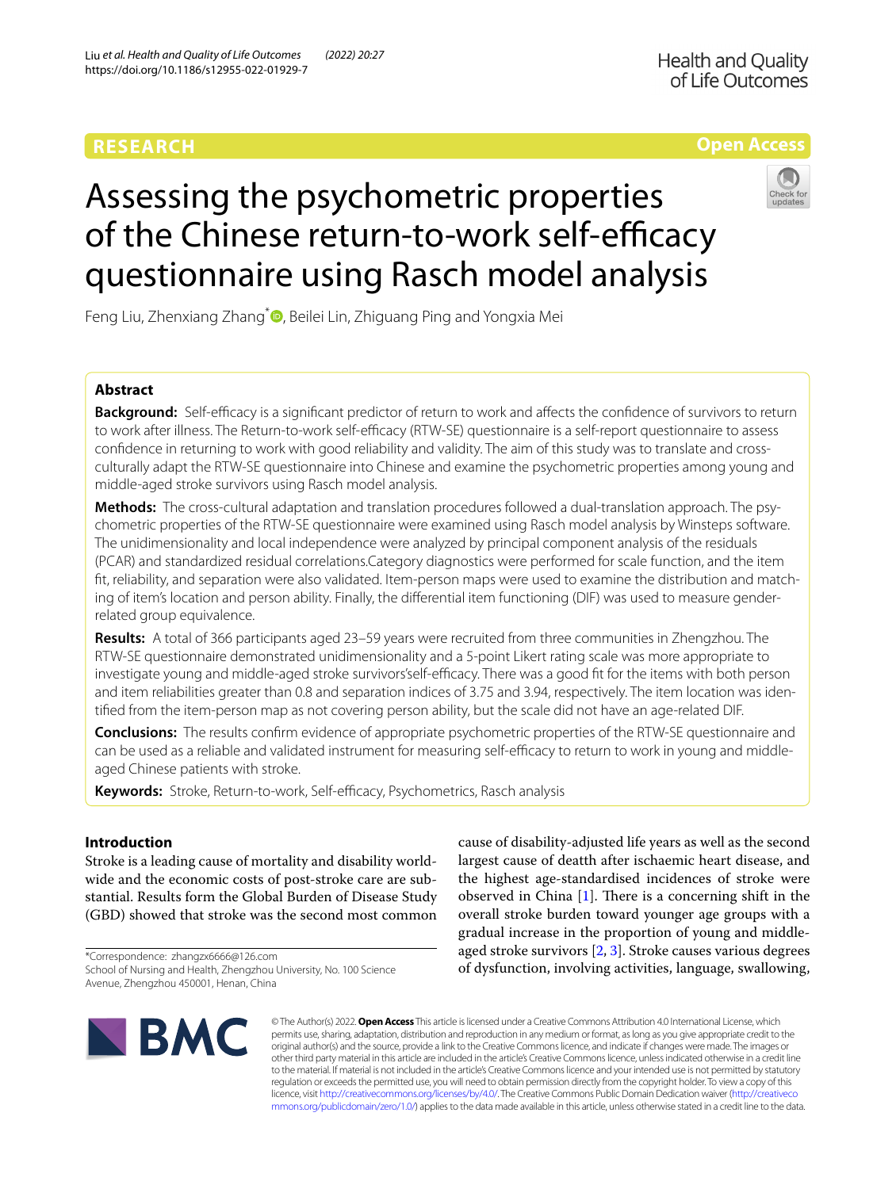RESEARCH

Open Access

# Assessing the psychometric properties of the Chinese return-to-work self-efficacy questionnaire using Rasch model analysis

Feng Liu, Zhenxiang Zhang*, Beilei Lin, Zhiguang Ping and Yongxia Mei

## Abstract

**Background:** Self-efficacy is a significant predictor of return to work and affects the confidence of survivors to return to work after illness. The Return-to-work self-efficacy (RTW-SE) questionnaire is a self-report questionnaire to assess confidence in returning to work with good reliability and validity. The aim of this study was to translate and cross-culturally adapt the RTW-SE questionnaire into Chinese and examine the psychometric properties among young and middle-aged stroke survivors using Rasch model analysis.

**Methods:** The cross-cultural adaptation and translation procedures followed a dual-translation approach. The psychometric properties of the RTW-SE questionnaire were examined using Rasch model analysis by Winsteps software. The unidimensionality and local independence were analyzed by principal component analysis of the residuals (PCAR) and standardized residual correlations.Category diagnostics were performed for scale function, and the item fit, reliability, and separation were also validated. Item-person maps were used to examine the distribution and matching of item's location and person ability. Finally, the differential item functioning (DIF) was used to measure gender-related group equivalence.

**Results:** A total of 366 participants aged 23–59 years were recruited from three communities in Zhengzhou. The RTW-SE questionnaire demonstrated unidimensionality and a 5-point Likert rating scale was more appropriate to investigate young and middle-aged stroke survivors'self-efficacy. There was a good fit for the items with both person and item reliabilities greater than 0.8 and separation indices of 3.75 and 3.94, respectively. The item location was identified from the item-person map as not covering person ability, but the scale did not have an age-related DIF.

**Conclusions:** The results confirm evidence of appropriate psychometric properties of the RTW-SE questionnaire and can be used as a reliable and validated instrument for measuring self-efficacy to return to work in young and middle-aged Chinese patients with stroke.

**Keywords:** Stroke, Return-to-work, Self-efficacy, Psychometrics, Rasch analysis

## Introduction

Stroke is a leading cause of mortality and disability worldwide and the economic costs of post-stroke care are substantial. Results form the Global Burden of Disease Study (GBD) showed that stroke was the second most common cause of disability-adjusted life years as well as the second largest cause of deatth after ischaemic heart disease, and the highest age-standardised incidences of stroke were observed in China [1]. There is a concerning shift in the overall stroke burden toward younger age groups with a gradual increase in the proportion of young and middle-aged stroke survivors [2, 3]. Stroke causes various degrees of dysfunction, involving activities, language, swallowing,

*Correspondence: zhangzx6666@126.com
School of Nursing and Health, Zhengzhou University, No. 100 Science Avenue, Zhengzhou 450001, Henan, China

© The Author(s) 2022. **Open Access** This article is licensed under a Creative Commons Attribution 4.0 International License, which permits use, sharing, adaptation, distribution and reproduction in any medium or format, as long as you give appropriate credit to the original author(s) and the source, provide a link to the Creative Commons licence, and indicate if changes were made. The images or other third party material in this article are included in the article's Creative Commons licence, unless indicated otherwise in a credit line to the material. If material is not included in the article's Creative Commons licence and your intended use is not permitted by statutory regulation or exceeds the permitted use, you will need to obtain permission directly from the copyright holder. To view a copy of this licence, visit http://creativecommons.org/licenses/by/4.0/. The Creative Commons Public Domain Dedication waiver (http://creativecommons.org/publicdomain/zero/1.0/) applies to the data made available in this article, unless otherwise stated in a credit line to the data.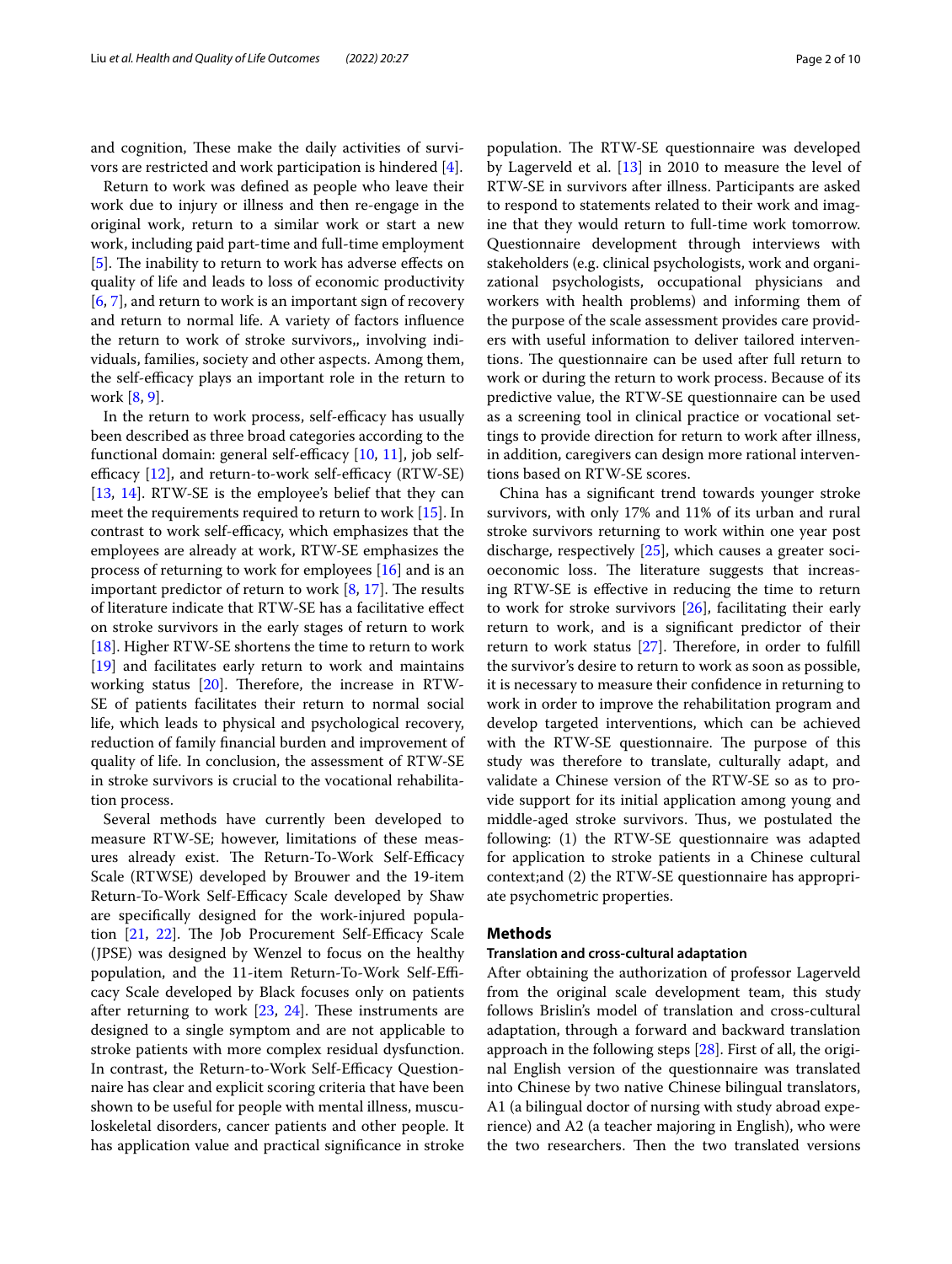and cognition, These make the daily activities of survivors are restricted and work participation is hindered [4].

Return to work was defined as people who leave their work due to injury or illness and then re-engage in the original work, return to a similar work or start a new work, including paid part-time and full-time employment [5]. The inability to return to work has adverse effects on quality of life and leads to loss of economic productivity [6, 7], and return to work is an important sign of recovery and return to normal life. A variety of factors influence the return to work of stroke survivors,, involving individuals, families, society and other aspects. Among them, the self-efficacy plays an important role in the return to work [8, 9].

In the return to work process, self-efficacy has usually been described as three broad categories according to the functional domain: general self-efficacy [10, 11], job self-efficacy [12], and return-to-work self-efficacy (RTW-SE) [13, 14]. RTW-SE is the employee's belief that they can meet the requirements required to return to work [15]. In contrast to work self-efficacy, which emphasizes that the employees are already at work, RTW-SE emphasizes the process of returning to work for employees [16] and is an important predictor of return to work [8, 17]. The results of literature indicate that RTW-SE has a facilitative effect on stroke survivors in the early stages of return to work [18]. Higher RTW-SE shortens the time to return to work [19] and facilitates early return to work and maintains working status [20]. Therefore, the increase in RTW-SE of patients facilitates their return to normal social life, which leads to physical and psychological recovery, reduction of family financial burden and improvement of quality of life. In conclusion, the assessment of RTW-SE in stroke survivors is crucial to the vocational rehabilitation process.

Several methods have currently been developed to measure RTW-SE; however, limitations of these measures already exist. The Return-To-Work Self-Efficacy Scale (RTWSE) developed by Brouwer and the 19-item Return-To-Work Self-Efficacy Scale developed by Shaw are specifically designed for the work-injured population [21, 22]. The Job Procurement Self-Efficacy Scale (JPSE) was designed by Wenzel to focus on the healthy population, and the 11-item Return-To-Work Self-Efficacy Scale developed by Black focuses only on patients after returning to work [23, 24]. These instruments are designed to a single symptom and are not applicable to stroke patients with more complex residual dysfunction. In contrast, the Return-to-Work Self-Efficacy Questionnaire has clear and explicit scoring criteria that have been shown to be useful for people with mental illness, musculoskeletal disorders, cancer patients and other people. It has application value and practical significance in stroke population. The RTW-SE questionnaire was developed by Lagerveld et al. [13] in 2010 to measure the level of RTW-SE in survivors after illness. Participants are asked to respond to statements related to their work and imagine that they would return to full-time work tomorrow. Questionnaire development through interviews with stakeholders (e.g. clinical psychologists, work and organizational psychologists, occupational physicians and workers with health problems) and informing them of the purpose of the scale assessment provides care providers with useful information to deliver tailored interventions. The questionnaire can be used after full return to work or during the return to work process. Because of its predictive value, the RTW-SE questionnaire can be used as a screening tool in clinical practice or vocational settings to provide direction for return to work after illness, in addition, caregivers can design more rational interventions based on RTW-SE scores.

China has a significant trend towards younger stroke survivors, with only 17% and 11% of its urban and rural stroke survivors returning to work within one year post discharge, respectively [25], which causes a greater socioeconomic loss. The literature suggests that increasing RTW-SE is effective in reducing the time to return to work for stroke survivors [26], facilitating their early return to work, and is a significant predictor of their return to work status [27]. Therefore, in order to fulfill the survivor's desire to return to work as soon as possible, it is necessary to measure their confidence in returning to work in order to improve the rehabilitation program and develop targeted interventions, which can be achieved with the RTW-SE questionnaire. The purpose of this study was therefore to translate, culturally adapt, and validate a Chinese version of the RTW-SE so as to provide support for its initial application among young and middle-aged stroke survivors. Thus, we postulated the following: (1) the RTW-SE questionnaire was adapted for application to stroke patients in a Chinese cultural context;and (2) the RTW-SE questionnaire has appropriate psychometric properties.

## Methods

### Translation and cross-cultural adaptation

After obtaining the authorization of professor Lagerveld from the original scale development team, this study follows Brislin's model of translation and cross-cultural adaptation, through a forward and backward translation approach in the following steps [28]. First of all, the original English version of the questionnaire was translated into Chinese by two native Chinese bilingual translators, A1 (a bilingual doctor of nursing with study abroad experience) and A2 (a teacher majoring in English), who were the two researchers. Then the two translated versions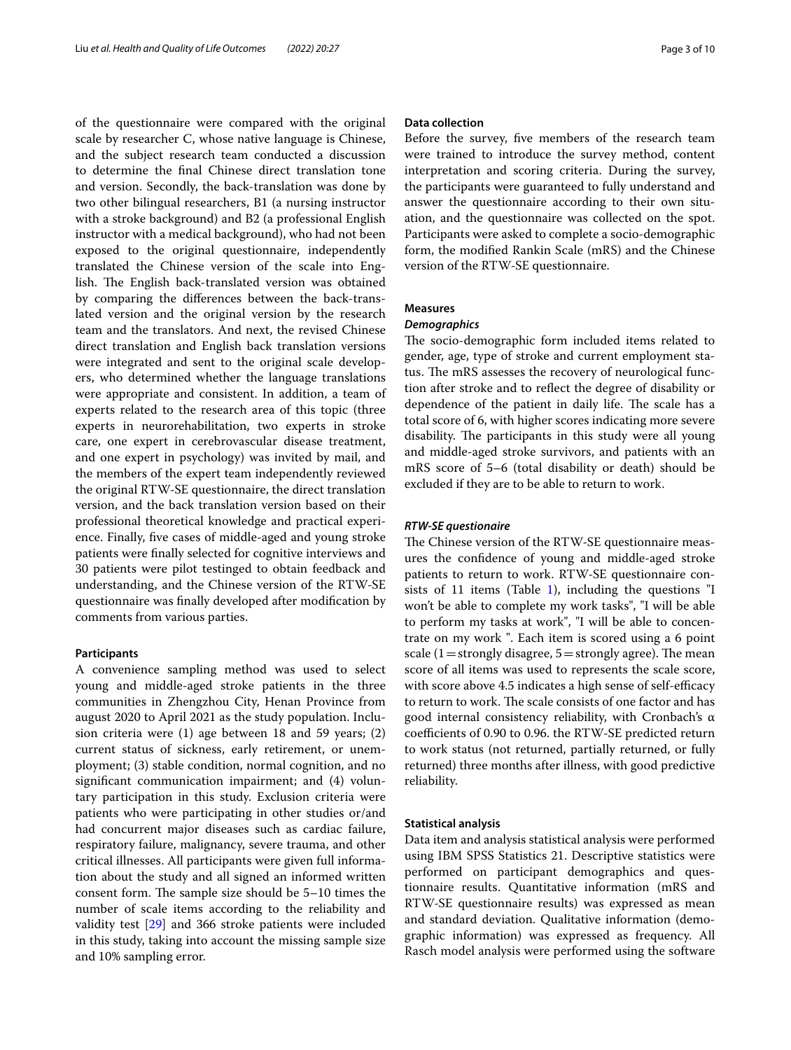of the questionnaire were compared with the original scale by researcher C, whose native language is Chinese, and the subject research team conducted a discussion to determine the final Chinese direct translation tone and version. Secondly, the back-translation was done by two other bilingual researchers, B1 (a nursing instructor with a stroke background) and B2 (a professional English instructor with a medical background), who had not been exposed to the original questionnaire, independently translated the Chinese version of the scale into English. The English back-translated version was obtained by comparing the differences between the back-translated version and the original version by the research team and the translators. And next, the revised Chinese direct translation and English back translation versions were integrated and sent to the original scale developers, who determined whether the language translations were appropriate and consistent. In addition, a team of experts related to the research area of this topic (three experts in neurorehabilitation, two experts in stroke care, one expert in cerebrovascular disease treatment, and one expert in psychology) was invited by mail, and the members of the expert team independently reviewed the original RTW-SE questionnaire, the direct translation version, and the back translation version based on their professional theoretical knowledge and practical experience. Finally, five cases of middle-aged and young stroke patients were finally selected for cognitive interviews and 30 patients were pilot tested to obtain feedback and understanding, and the Chinese version of the RTW-SE questionnaire was finally developed after modification by comments from various parties.

### Participants

A convenience sampling method was used to select young and middle-aged stroke patients in the three communities in Zhengzhou City, Henan Province from august 2020 to April 2021 as the study population. Inclusion criteria were (1) age between 18 and 59 years; (2) current status of sickness, early retirement, or unemployment; (3) stable condition, normal cognition, and no significant communication impairment; and (4) voluntary participation in this study. Exclusion criteria were patients who were participating in other studies or/and had concurrent major diseases such as cardiac failure, respiratory failure, malignancy, severe trauma, and other critical illnesses. All participants were given full information about the study and all signed an informed written consent form. The sample size should be 5–10 times the number of scale items according to the reliability and validity test [29] and 366 stroke patients were included in this study, taking into account the missing sample size and 10% sampling error.

### Data collection

Before the survey, five members of the research team were trained to introduce the survey method, content interpretation and scoring criteria. During the survey, the participants were guaranteed to fully understand and answer the questionnaire according to their own situation, and the questionnaire was collected on the spot. Participants were asked to complete a socio-demographic form, the modified Rankin Scale (mRS) and the Chinese version of the RTW-SE questionnaire.

### Measures

#### *Demographics*

The socio-demographic form included items related to gender, age, type of stroke and current employment status. The mRS assesses the recovery of neurological function after stroke and to reflect the degree of disability or dependence of the patient in daily life. The scale has a total score of 6, with higher scores indicating more severe disability. The participants in this study were all young and middle-aged stroke survivors, and patients with an mRS score of 5–6 (total disability or death) should be excluded if they are to be able to return to work.

#### *RTW-SE questionaire*

The Chinese version of the RTW-SE questionnaire measures the confidence of young and middle-aged stroke patients to return to work. RTW-SE questionnaire consists of 11 items (Table 1), including the questions "I won't be able to complete my work tasks", "I will be able to perform my tasks at work", "I will be able to concentrate on my work ". Each item is scored using a 6 point scale (1 = strongly disagree, 5 = strongly agree). The mean score of all items was used to represents the scale score, with score above 4.5 indicates a high sense of self-efficacy to return to work. The scale consists of one factor and has good internal consistency reliability, with Cronbach's α coefficients of 0.90 to 0.96. the RTW-SE predicted return to work status (not returned, partially returned, or fully returned) three months after illness, with good predictive reliability.

### Statistical analysis

Data item and analysis statistical analysis were performed using IBM SPSS Statistics 21. Descriptive statistics were performed on participant demographics and questionnaire results. Quantitative information (mRS and RTW-SE questionnaire results) was expressed as mean and standard deviation. Qualitative information (demographic information) was expressed as frequency. All Rasch model analysis were performed using the software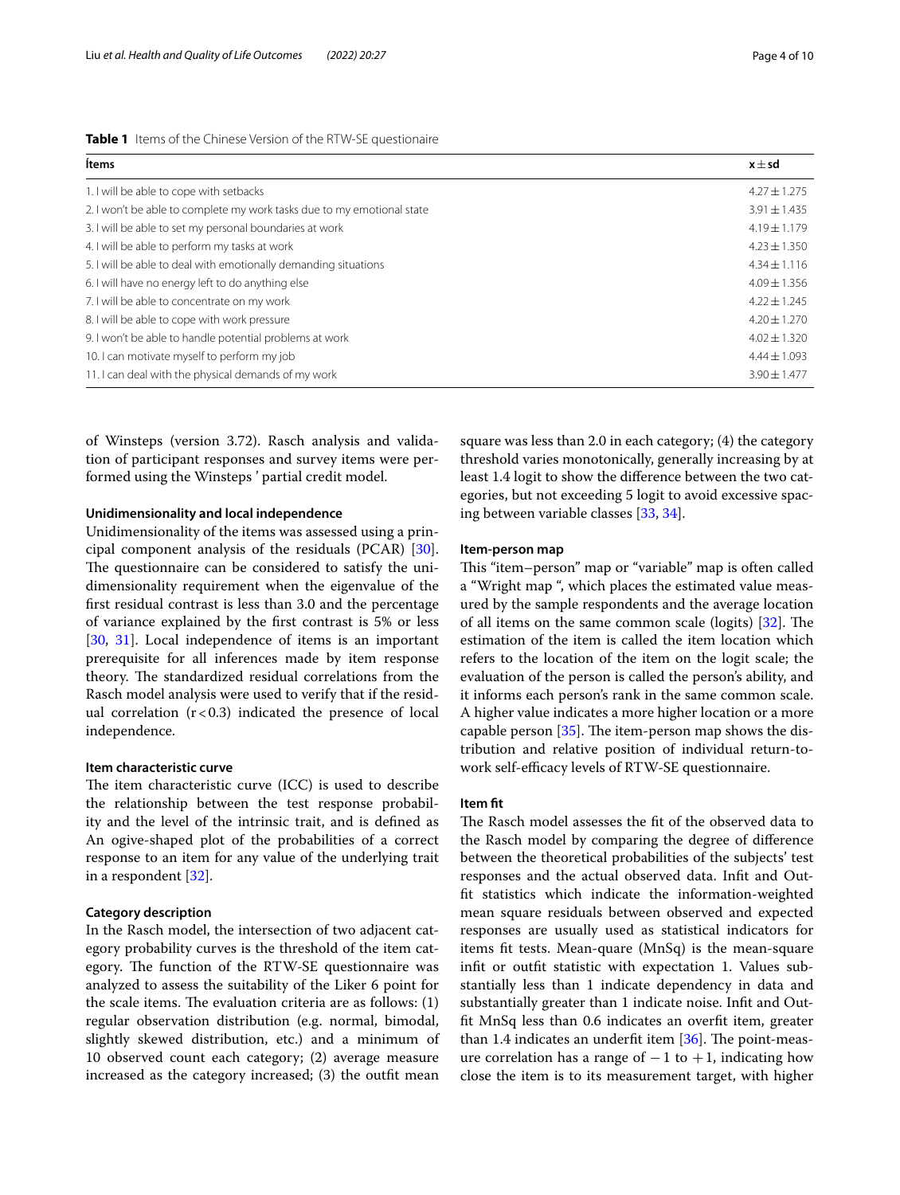**Table 1** Items of the Chinese Version of the RTW-SE questionaire

| Ítems | x ± sd |
|---|---|
| 1. I will be able to cope with setbacks | 4.27 ± 1.275 |
| 2. I won't be able to complete my work tasks due to my emotional state | 3.91 ± 1.435 |
| 3. I will be able to set my personal boundaries at work | 4.19 ± 1.179 |
| 4. I will be able to perform my tasks at work | 4.23 ± 1.350 |
| 5. I will be able to deal with emotionally demanding situations | 4.34 ± 1.116 |
| 6. I will have no energy left to do anything else | 4.09 ± 1.356 |
| 7. I will be able to concentrate on my work | 4.22 ± 1.245 |
| 8. I will be able to cope with work pressure | 4.20 ± 1.270 |
| 9. I won't be able to handle potential problems at work | 4.02 ± 1.320 |
| 10. I can motivate myself to perform my job | 4.44 ± 1.093 |
| 11. I can deal with the physical demands of my work | 3.90 ± 1.477 |

of Winsteps (version 3.72). Rasch analysis and validation of participant responses and survey items were performed using the Winsteps ' partial credit model.

#### Unidimensionality and local independence

Unidimensionality of the items was assessed using a principal component analysis of the residuals (PCAR) [30]. The questionnaire can be considered to satisfy the unidimensionality requirement when the eigenvalue of the first residual contrast is less than 3.0 and the percentage of variance explained by the first contrast is 5% or less [30, 31]. Local independence of items is an important prerequisite for all inferences made by item response theory. The standardized residual correlations from the Rasch model analysis were used to verify that if the residual correlation ($r<0.3$) indicated the presence of local independence.

#### Item characteristic curve

The item characteristic curve (ICC) is used to describe the relationship between the test response probability and the level of the intrinsic trait, and is defined as An ogive-shaped plot of the probabilities of a correct response to an item for any value of the underlying trait in a respondent [32].

#### Category description

In the Rasch model, the intersection of two adjacent category probability curves is the threshold of the item category. The function of the RTW-SE questionnaire was analyzed to assess the suitability of the Liker 6 point for the scale items. The evaluation criteria are as follows: (1) regular observation distribution (e.g. normal, bimodal, slightly skewed distribution, etc.) and a minimum of 10 observed count each category; (2) average measure increased as the category increased; (3) the outfit mean square was less than 2.0 in each category; (4) the category threshold varies monotonically, generally increasing by at least 1.4 logit to show the difference between the two categories, but not exceeding 5 logit to avoid excessive spacing between variable classes [33, 34].

#### Item-person map

This "item–person" map or "variable" map is often called a "Wright map ", which places the estimated value measured by the sample respondents and the average location of all items on the same common scale (logits) [32]. The estimation of the item is called the item location which refers to the location of the item on the logit scale; the evaluation of the person is called the person's ability, and it informs each person's rank in the same common scale. A higher value indicates a more higher location or a more capable person [35]. The item-person map shows the distribution and relative position of individual return-to-work self-efficacy levels of RTW-SE questionnaire.

#### Item fit

The Rasch model assesses the fit of the observed data to the Rasch model by comparing the degree of difference between the theoretical probabilities of the subjects' test responses and the actual observed data. Infit and Outfit statistics which indicate the information-weighted mean square residuals between observed and expected responses are usually used as statistical indicators for items fit tests. Mean-quare (MnSq) is the mean-square infit or outfit statistic with expectation 1. Values substantially less than 1 indicate dependency in data and substantially greater than 1 indicate noise. Infit and Outfit MnSq less than 0.6 indicates an overfit item, greater than 1.4 indicates an underfit item [36]. The point-measure correlation has a range of $-1$ to $+1$, indicating how close the item is to its measurement target, with higher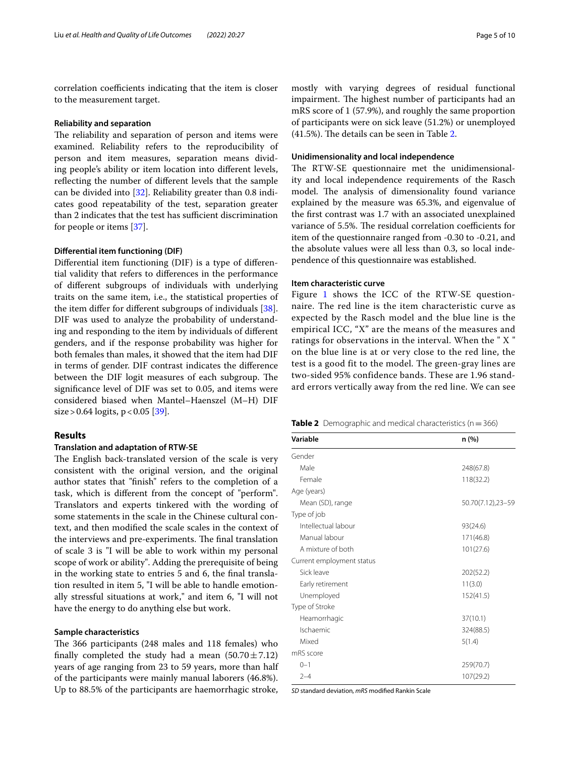correlation coefficients indicating that the item is closer to the measurement target.

### Reliability and separation

The reliability and separation of person and items were examined. Reliability refers to the reproducibility of person and item measures, separation means dividing people's ability or item location into different levels, reflecting the number of different levels that the sample can be divided into [32]. Reliability greater than 0.8 indicates good repeatability of the test, separation greater than 2 indicates that the test has sufficient discrimination for people or items [37].

### Differential item functioning (DIF)

Differential item functioning (DIF) is a type of differential validity that refers to differences in the performance of different subgroups of individuals with underlying traits on the same item, i.e., the statistical properties of the item differ for different subgroups of individuals [38]. DIF was used to analyze the probability of understanding and responding to the item by individuals of different genders, and if the response probability was higher for both females than males, it showed that the item had DIF in terms of gender. DIF contrast indicates the difference between the DIF logit measures of each subgroup. The significance level of DIF was set to 0.05, and items were considered biased when Mantel–Haenszel (M–H) DIF size > 0.64 logits, $p < 0.05$ [39].

## Results

### Translation and adaptation of RTW-SE

The English back-translated version of the scale is very consistent with the original version, and the original author states that "finish" refers to the completion of a task, which is different from the concept of "perform". Translators and experts tinkered with the wording of some statements in the scale in the Chinese cultural context, and then modified the scale scales in the context of the interviews and pre-experiments. The final translation of scale 3 is "I will be able to work within my personal scope of work or ability". Adding the prerequisite of being in the working state to entries 5 and 6, the final translation resulted in item 5, "I will be able to handle emotionally stressful situations at work," and item 6, "I will not have the energy to do anything else but work.

### Sample characteristics

The 366 participants (248 males and 118 females) who finally completed the study had a mean ($50.70 \pm 7.12$) years of age ranging from 23 to 59 years, more than half of the participants were mainly manual laborers (46.8%). Up to 88.5% of the participants are haemorrhagic stroke, mostly with varying degrees of residual functional impairment. The highest number of participants had an mRS score of 1 (57.9%), and roughly the same proportion of participants were on sick leave (51.2%) or unemployed (41.5%). The details can be seen in Table 2.

### Unidimensionality and local independence

The RTW-SE questionnaire met the unidimensionality and local independence requirements of the Rasch model. The analysis of dimensionality found variance explained by the measure was 65.3%, and eigenvalue of the first contrast was 1.7 with an associated unexplained variance of 5.5%. The residual correlation coefficients for item of the questionnaire ranged from -0.30 to -0.21, and the absolute values were all less than 0.3, so local independence of this questionnaire was established.

### Item characteristic curve

Figure 1 shows the ICC of the RTW-SE questionnaire. The red line is the item characteristic curve as expected by the Rasch model and the blue line is the empirical ICC, "X" are the means of the measures and ratings for observations in the interval. When the " X " on the blue line is at or very close to the red line, the test is a good fit to the model. The green-gray lines are two-sided 95% confidence bands. These are 1.96 standard errors vertically away from the red line. We can see

**Table 2** Demographic and medical characteristics (n = 366)

| Variable | n (%) |
|---|---|
| Gender | |
| Male | 248(67.8) |
| Female | 118(32.2) |
| Age (years) | |
| Mean (SD), range | 50.70(7.12),23–59 |
| Type of job | |
| Intellectual labour | 93(24.6) |
| Manual labour | 171(46.8) |
| A mixture of both | 101(27.6) |
| Current employment status | |
| Sick leave | 202(52.2) |
| Early retirement | 11(3.0) |
| Unemployed | 152(41.5) |
| Type of Stroke | |
| Heamorrhagic | 37(10.1) |
| Ischaemic | 324(88.5) |
| Mixed | 5(1.4) |
| mRS score | |
| 0–1 | 259(70.7) |
| 2–4 | 107(29.2) |

*SD* standard deviation, *mRS* modified Rankin Scale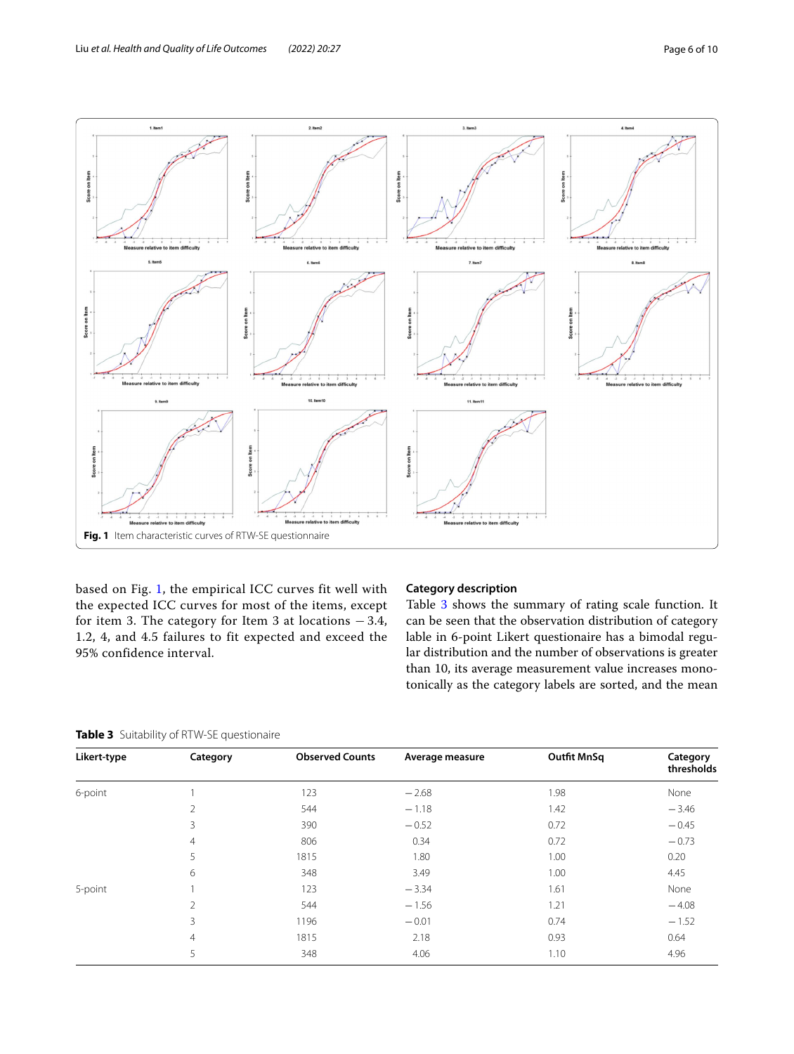**Fig. 1** Item characteristic curves of RTW-SE questionnaire

based on Fig. 1, the empirical ICC curves fit well with the expected ICC curves for most of the items, except for item 3. The category for Item 3 at locations − 3.4, 1.2, 4, and 4.5 failures to fit expected and exceed the 95% confidence interval.

### Category description

Table 3 shows the summary of rating scale function. It can be seen that the observation distribution of category lable in 6-point Likert questionaire has a bimodal regular distribution and the number of observations is greater than 10, its average measurement value increases monotonically as the category labels are sorted, and the mean

**Table 3** Suitability of RTW-SE questionaire

| Likert-type | Category | Observed Counts | Average measure | Outfit MnSq | Category thresholds |
|---|---|---|---|---|---|
| 6-point | 1 | 123 | − 2.68 | 1.98 | None |
| | 2 | 544 | − 1.18 | 1.42 | − 3.46 |
| | 3 | 390 | − 0.52 | 0.72 | − 0.45 |
| | 4 | 806 | 0.34 | 0.72 | − 0.73 |
| | 5 | 1815 | 1.80 | 1.00 | 0.20 |
| | 6 | 348 | 3.49 | 1.00 | 4.45 |
| 5-point | 1 | 123 | − 3.34 | 1.61 | None |
| | 2 | 544 | − 1.56 | 1.21 | − 4.08 |
| | 3 | 1196 | − 0.01 | 0.74 | − 1.52 |
| | 4 | 1815 | 2.18 | 0.93 | 0.64 |
| | 5 | 348 | 4.06 | 1.10 | 4.96 |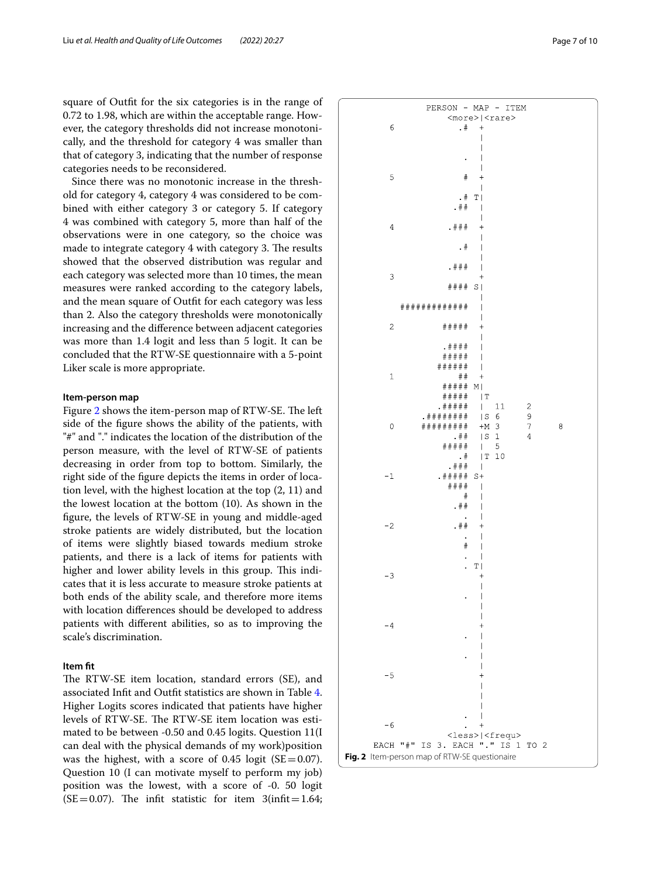square of Outfit for the six categories is in the range of 0.72 to 1.98, which are within the acceptable range. However, the category thresholds did not increase monotonically, and the threshold for category 4 was smaller than that of category 3, indicating that the number of response categories needs to be reconsidered.

Since there was no monotonic increase in the threshold for category 4, category 4 was considered to be combined with either category 3 or category 5. If category 4 was combined with category 5, more than half of the observations were in one category, so the choice was made to integrate category 4 with category 3. The results showed that the observed distribution was regular and each category was selected more than 10 times, the mean measures were ranked according to the category labels, and the mean square of Outfit for each category was less than 2. Also the category thresholds were monotonically increasing and the difference between adjacent categories was more than 1.4 logit and less than 5 logit. It can be concluded that the RTW-SE questionnaire with a 5-point Liker scale is more appropriate.

### Item-person map

Figure 2 shows the item-person map of RTW-SE. The left side of the figure shows the ability of the patients, with "#" and "." indicates the location of the distribution of the person measure, with the level of RTW-SE of patients decreasing in order from top to bottom. Similarly, the right side of the figure depicts the items in order of location level, with the highest location at the top (2, 11) and the lowest location at the bottom (10). As shown in the figure, the levels of RTW-SE in young and middle-aged stroke patients are widely distributed, but the location of items were slightly biased towards medium stroke patients, and there is a lack of items for patients with higher and lower ability levels in this group. This indicates that it is less accurate to measure stroke patients at both ends of the ability scale, and therefore more items with location differences should be developed to address patients with different abilities, so as to improving the scale's discrimination.

### Item fit

The RTW-SE item location, standard errors (SE), and associated Infit and Outfit statistics are shown in Table 4. Higher Logits scores indicated that patients have higher levels of RTW-SE. The RTW-SE item location was estimated to be between -0.50 and 0.45 logits. Question 11(I can deal with the physical demands of my work)position was the highest, with a score of 0.45 logit (SE = 0.07). Question 10 (I can motivate myself to perform my job) position was the lowest, with a score of -0. 50 logit (SE = 0.07). The infit statistic for item 3(infit = 1.64;

```
              PERSON - MAP - ITEM
                   <more>|<rare>
    6                 .#  +
                          |
                          |
                      .   |
                          |
    5                  #  +
                          |
                      .# T|
                     .##  |
                          |
    4               .###  +
                          |
                      .#  |
                          |
                    .###  |
    3                     +
                    #### S|
                          |
        ############      |
                          |
    2              #####  +
                          |
                   .####  |
                   #####  |
                  ######  |
    1                 ##  +
                   ##### M|
                   #####  |T
                  .#####  |  11      2
               .########  |S 6       9
    0          #########  +M 3       7        8
                     .##  |S 1       4
                   #####  |  5
                      .#  |T 10
                    .###  |
   -1             .##### S+
                    ####  |
                       #  |
                     .##  |
                       .  |
   -2                .##  +
                       .  |
                       #  |
                       .  |
                       . T|
   -3                     +
                          |
                       .  |
                          |
                          |
   -4                     +
                       .  |
                          |
                       .  |
                          |
   -5                     +
                          |
                          |
                          |
                       .  |
   -6                  .  +
                   <less>|<frequ>
         EACH "#" IS 3. EACH "." IS 1 TO 2
```

**Fig. 2** Item-person map of RTW-SE questionaire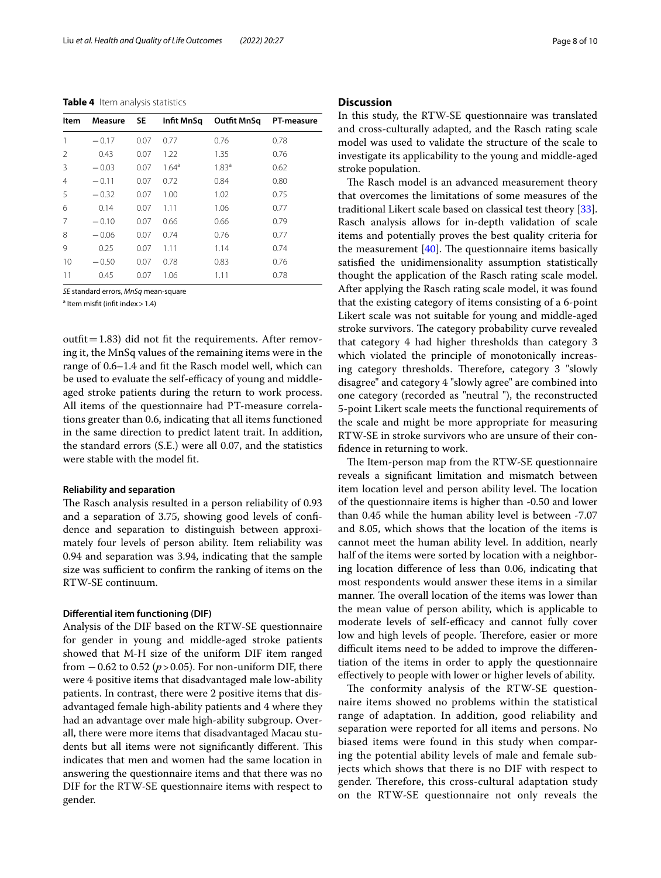**Table 4** Item analysis statistics

| Item | Measure | SE | Infit MnSq | Outfit MnSq | PT-measure |
|---|---|---|---|---|---|
| 1 | −0.17 | 0.07 | 0.77 | 0.76 | 0.78 |
| 2 | 0.43 | 0.07 | 1.22 | 1.35 | 0.76 |
| 3 | −0.03 | 0.07 | 1.64[a] | 1.83[a] | 0.62 |
| 4 | −0.11 | 0.07 | 0.72 | 0.84 | 0.80 |
| 5 | −0.32 | 0.07 | 1.00 | 1.02 | 0.75 |
| 6 | 0.14 | 0.07 | 1.11 | 1.06 | 0.77 |
| 7 | −0.10 | 0.07 | 0.66 | 0.66 | 0.79 |
| 8 | −0.06 | 0.07 | 0.74 | 0.76 | 0.77 |
| 9 | 0.25 | 0.07 | 1.11 | 1.14 | 0.74 |
| 10 | −0.50 | 0.07 | 0.78 | 0.83 | 0.76 |
| 11 | 0.45 | 0.07 | 1.06 | 1.11 | 0.78 |

*SE* standard errors, *MnSq* mean-square

[a] Item misfit (infit index > 1.4)

outfit = 1.83) did not fit the requirements. After removing it, the MnSq values of the remaining items were in the range of 0.6–1.4 and fit the Rasch model well, which can be used to evaluate the self-efficacy of young and middle-aged stroke patients during the return to work process. All items of the questionnaire had PT-measure correlations greater than 0.6, indicating that all items functioned in the same direction to predict latent trait. In addition, the standard errors (S.E.) were all 0.07, and the statistics were stable with the model fit.

#### Reliability and separation

The Rasch analysis resulted in a person reliability of 0.93 and a separation of 3.75, showing good levels of confidence and separation to distinguish between approximately four levels of person ability. Item reliability was 0.94 and separation was 3.94, indicating that the sample size was sufficient to confirm the ranking of items on the RTW-SE continuum.

#### Differential item functioning (DIF)

Analysis of the DIF based on the RTW-SE questionnaire for gender in young and middle-aged stroke patients showed that M-H size of the uniform DIF item ranged from −0.62 to 0.52 ($p > 0.05$). For non-uniform DIF, there were 4 positive items that disadvantaged male low-ability patients. In contrast, there were 2 positive items that disadvantaged female high-ability patients and 4 where they had an advantage over male high-ability subgroup. Overall, there were more items that disadvantaged Macau students but all items were not significantly different. This indicates that men and women had the same location in answering the questionnaire items and that there was no DIF for the RTW-SE questionnaire items with respect to gender.

## Discussion

In this study, the RTW-SE questionnaire was translated and cross-culturally adapted, and the Rasch rating scale model was used to validate the structure of the scale to investigate its applicability to the young and middle-aged stroke population.

The Rasch model is an advanced measurement theory that overcomes the limitations of some measures of the traditional Likert scale based on classical test theory [33]. Rasch analysis allows for in-depth validation of scale items and potentially proves the best quality criteria for the measurement [40]. The questionnaire items basically satisfied the unidimensionality assumption statistically thought the application of the Rasch rating scale model. After applying the Rasch rating scale model, it was found that the existing category of items consisting of a 6-point Likert scale was not suitable for young and middle-aged stroke survivors. The category probability curve revealed that category 4 had higher thresholds than category 3 which violated the principle of monotonically increasing category thresholds. Therefore, category 3 "slowly disagree" and category 4 "slowly agree" are combined into one category (recorded as "neutral "), the reconstructed 5-point Likert scale meets the functional requirements of the scale and might be more appropriate for measuring RTW-SE in stroke survivors who are unsure of their confidence in returning to work.

The Item-person map from the RTW-SE questionnaire reveals a significant limitation and mismatch between item location level and person ability level. The location of the questionnaire items is higher than -0.50 and lower than 0.45 while the human ability level is between -7.07 and 8.05, which shows that the location of the items is cannot meet the human ability level. In addition, nearly half of the items were sorted by location with a neighboring location difference of less than 0.06, indicating that most respondents would answer these items in a similar manner. The overall location of the items was lower than the mean value of person ability, which is applicable to moderate levels of self-efficacy and cannot fully cover low and high levels of people. Therefore, easier or more difficult items need to be added to improve the differentiation of the items in order to apply the questionnaire effectively to people with lower or higher levels of ability.

The conformity analysis of the RTW-SE questionnaire items showed no problems within the statistical range of adaptation. In addition, good reliability and separation were reported for all items and persons. No biased items were found in this study when comparing the potential ability levels of male and female subjects which shows that there is no DIF with respect to gender. Therefore, this cross-cultural adaptation study on the RTW-SE questionnaire not only reveals the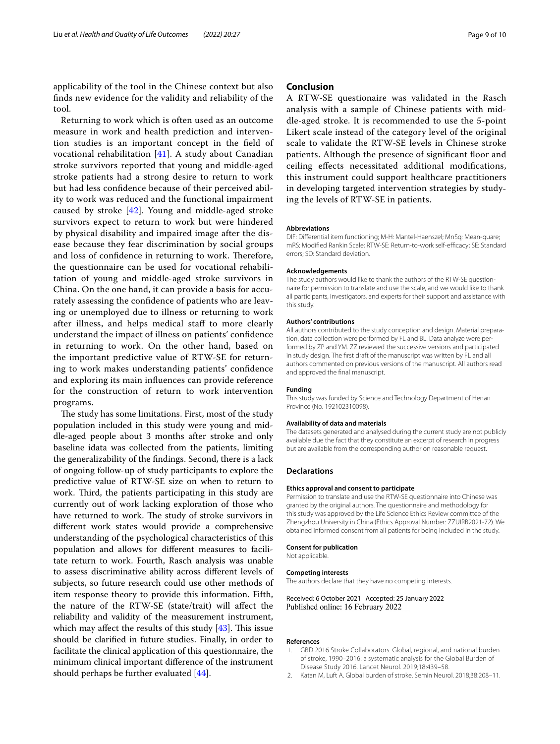applicability of the tool in the Chinese context but also finds new evidence for the validity and reliability of the tool.

Returning to work which is often used as an outcome measure in work and health prediction and intervention studies is an important concept in the field of vocational rehabilitation [41]. A study about Canadian stroke survivors reported that young and middle-aged stroke patients had a strong desire to return to work but had less confidence because of their perceived ability to work was reduced and the functional impairment caused by stroke [42]. Young and middle-aged stroke survivors expect to return to work but were hindered by physical disability and impaired image after the disease because they fear discrimination by social groups and loss of confidence in returning to work. Therefore, the questionnaire can be used for vocational rehabilitation of young and middle-aged stroke survivors in China. On the one hand, it can provide a basis for accurately assessing the confidence of patients who are leaving or unemployed due to illness or returning to work after illness, and helps medical staff to more clearly understand the impact of illness on patients' confidence in returning to work. On the other hand, based on the important predictive value of RTW-SE for returning to work makes understanding patients' confidence and exploring its main influences can provide reference for the construction of return to work intervention programs.

The study has some limitations. First, most of the study population included in this study were young and middle-aged people about 3 months after stroke and only baseline idata was collected from the patients, limiting the generalizability of the findings. Second, there is a lack of ongoing follow-up of study participants to explore the predictive value of RTW-SE size on when to return to work. Third, the patients participating in this study are currently out of work lacking exploration of those who have returned to work. The study of stroke survivors in different work states would provide a comprehensive understanding of the psychological characteristics of this population and allows for different measures to facilitate return to work. Fourth, Rasch analysis was unable to assess discriminative ability across different levels of subjects, so future research could use other methods of item response theory to provide this information. Fifth, the nature of the RTW-SE (state/trait) will affect the reliability and validity of the measurement instrument, which may affect the results of this study [43]. This issue should be clarified in future studies. Finally, in order to facilitate the clinical application of this questionnaire, the minimum clinical important difference of the instrument should perhaps be further evaluated [44].

## Conclusion

A RTW-SE questionaire was validated in the Rasch analysis with a sample of Chinese patients with middle-aged stroke. It is recommended to use the 5-point Likert scale instead of the category level of the original scale to validate the RTW-SE levels in Chinese stroke patients. Although the presence of significant floor and ceiling effects necessitated additional modifications, this instrument could support healthcare practitioners in developing targeted intervention strategies by studying the levels of RTW-SE in patients.

#### Abbreviations

DIF: Differential item functioning; M-H: Mantel-Haenszel; MnSq: Mean-quare; mRS: Modified Rankin Scale; RTW-SE: Return-to-work self-efficacy; SE: Standard errors; SD: Standard deviation.

#### Acknowledgements

The study authors would like to thank the authors of the RTW-SE questionnaire for permission to translate and use the scale, and we would like to thank all participants, investigators, and experts for their support and assistance with this study.

#### Authors' contributions

All authors contributed to the study conception and design. Material preparation, data collection were performed by FL and BL. Data analyze were performed by ZP and YM. ZZ reviewed the successive versions and participated in study design. The first draft of the manuscript was written by FL and all authors commented on previous versions of the manuscript. All authors read and approved the final manuscript.

#### Funding

This study was funded by Science and Technology Department of Henan Province (No. 192102310098).

#### Availability of data and materials

The datasets generated and analysed during the current study are not publicly available due the fact that they constitute an excerpt of research in progress but are available from the corresponding author on reasonable request.

### Declarations

#### Ethics approval and consent to participate

Permission to translate and use the RTW-SE questionnaire into Chinese was granted by the original authors. The questionnaire and methodology for this study was approved by the Life Science Ethics Review committee of the Zhengzhou University in China (Ethics Approval Number: ZZUIRB2021-72). We obtained informed consent from all patients for being included in the study.

#### Consent for publication

Not applicable.

#### Competing interests

The authors declare that they have no competing interests.

Received: 6 October 2021 Accepted: 25 January 2022
Published online: 16 February 2022

#### References

1. GBD 2016 Stroke Collaborators. Global, regional, and national burden of stroke, 1990–2016: a systematic analysis for the Global Burden of Disease Study 2016. Lancet Neurol. 2019;18:439–58.
2. Katan M, Luft A. Global burden of stroke. Semin Neurol. 2018;38:208–11.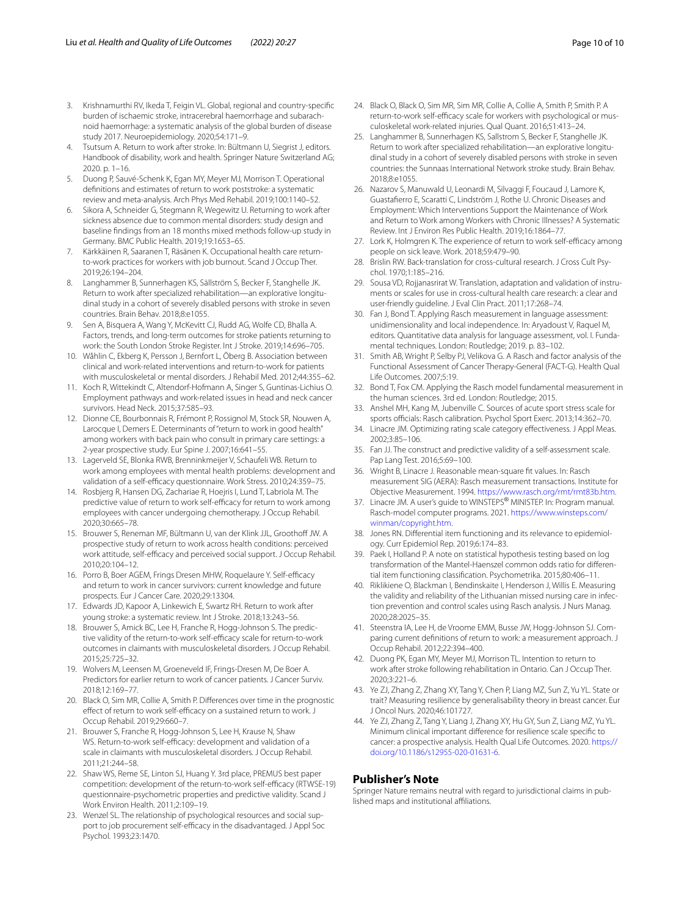3. Krishnamurthi RV, Ikeda T, Feigin VL. Global, regional and country-specific burden of ischaemic stroke, intracerebral haemorrhage and subarachnoid haemorrhage: a systematic analysis of the global burden of disease study 2017. Neuroepidemiology. 2020;54:171–9.
4. Tsutsum A. Return to work after stroke. In: Bültmann U, Siegrist J, editors. Handbook of disability, work and health. Springer Nature Switzerland AG; 2020. p. 1–16.
5. Duong P, Sauvé-Schenk K, Egan MY, Meyer MJ, Morrison T. Operational definitions and estimates of return to work poststroke: a systematic review and meta-analysis. Arch Phys Med Rehabil. 2019;100:1140–52.
6. Sikora A, Schneider G, Stegmann R, Wegewitz U. Returning to work after sickness absence due to common mental disorders: study design and baseline findings from an 18 months mixed methods follow-up study in Germany. BMC Public Health. 2019;19:1653–65.
7. Kärkkäinen R, Saaranen T, Räsänen K. Occupational health care return-to-work practices for workers with job burnout. Scand J Occup Ther. 2019;26:194–204.
8. Langhammer B, Sunnerhagen KS, Sällström S, Becker F, Stanghelle JK. Return to work after specialized rehabilitation—an explorative longitudinal study in a cohort of severely disabled persons with stroke in seven countries. Brain Behav. 2018;8:e1055.
9. Sen A, Bisquera A, Wang Y, McKevitt CJ, Rudd AG, Wolfe CD, Bhalla A. Factors, trends, and long-term outcomes for stroke patients returning to work: the South London Stroke Register. Int J Stroke. 2019;14:696–705.
10. Wåhlin C, Ekberg K, Persson J, Bernfort L, Öberg B. Association between clinical and work-related interventions and return-to-work for patients with musculoskeletal or mental disorders. J Rehabil Med. 2012;44:355–62.
11. Koch R, Wittekindt C, Altendorf-Hofmann A, Singer S, Guntinas-Lichius O. Employment pathways and work-related issues in head and neck cancer survivors. Head Neck. 2015;37:585–93.
12. Dionne CE, Bourbonnais R, Frémont P, Rossignol M, Stock SR, Nouwen A, Larocque I, Demers E. Determinants of "return to work in good health" among workers with back pain who consult in primary care settings: a 2-year prospective study. Eur Spine J. 2007;16:641–55.
13. Lagerveld SE, Blonka RWB, Brenninkmeijer V, Schaufeli WB. Return to work among employees with mental health problems: development and validation of a self-efficacy questionnaire. Work Stress. 2010;24:359–75.
14. Rosbjerg R, Hansen DG, Zachariae R, Hoejris I, Lund T, Labriola M. The predictive value of return to work self-efficacy for return to work among employees with cancer undergoing chemotherapy. J Occup Rehabil. 2020;30:665–78.
15. Brouwer S, Reneman MF, Bültmann U, van der Klink JJL, Groothoff JW. A prospective study of return to work across health conditions: perceived work attitude, self-efficacy and perceived social support. J Occup Rehabil. 2010;20:104–12.
16. Porro B, Boer AGEM, Frings Dresen MHW, Roquelaure Y. Self-efficacy and return to work in cancer survivors: current knowledge and future prospects. Eur J Cancer Care. 2020;29:13304.
17. Edwards JD, Kapoor A, Linkewich E, Swartz RH. Return to work after young stroke: a systematic review. Int J Stroke. 2018;13:243–56.
18. Brouwer S, Amick BC, Lee H, Franche R, Hogg-Johnson S. The predictive validity of the return-to-work self-efficacy scale for return-to-work outcomes in claimants with musculoskeletal disorders. J Occup Rehabil. 2015;25:725–32.
19. Wolvers M, Leensen M, Groeneveld IF, Frings-Dresen M, De Boer A. Predictors for earlier return to work of cancer patients. J Cancer Surviv. 2018;12:169–77.
20. Black O, Sim MR, Collie A, Smith P. Differences over time in the prognostic effect of return to work self-efficacy on a sustained return to work. J Occup Rehabil. 2019;29:660–7.
21. Brouwer S, Franche R, Hogg-Johnson S, Lee H, Krause N, Shaw WS. Return-to-work self-efficacy: development and validation of a scale in claimants with musculoskeletal disorders. J Occup Rehabil. 2011;21:244–58.
22. Shaw WS, Reme SE, Linton SJ, Huang Y. 3rd place, PREMUS best paper competition: development of the return-to-work self-efficacy (RTWSE-19) questionnaire-psychometric properties and predictive validity. Scand J Work Environ Health. 2011;2:109–19.
23. Wenzel SL. The relationship of psychological resources and social support to job procurement self-efficacy in the disadvantaged. J Appl Soc Psychol. 1993;23:1470.
24. Black O, Black O, Sim MR, Sim MR, Collie A, Collie A, Smith P, Smith P. A return-to-work self-efficacy scale for workers with psychological or musculoskeletal work-related injuries. Qual Quant. 2016;51:413–24.
25. Langhammer B, Sunnerhagen KS, Sallstrom S, Becker F, Stanghelle JK. Return to work after specialized rehabilitation—an explorative longitudinal study in a cohort of severely disabled persons with stroke in seven countries: the Sunnaas International Network stroke study. Brain Behav. 2018;8:e1055.
26. Nazarov S, Manuwald U, Leonardi M, Silvaggi F, Foucaud J, Lamore K, Guastafierro E, Scaratti C, Lindström J, Rothe U. Chronic Diseases and Employment: Which Interventions Support the Maintenance of Work and Return to Work among Workers with Chronic Illnesses? A Systematic Review. Int J Environ Res Public Health. 2019;16:1864–77.
27. Lork K, Holmgren K. The experience of return to work self-efficacy among people on sick leave. Work. 2018;59:479–90.
28. Brislin RW. Back-translation for cross-cultural research. J Cross Cult Psychol. 1970;1:185–216.
29. Sousa VD, Rojjanasrirat W. Translation, adaptation and validation of instruments or scales for use in cross-cultural health care research: a clear and user-friendly guideline. J Eval Clin Pract. 2011;17:268–74.
30. Fan J, Bond T. Applying Rasch measurement in language assessment: unidimensionality and local independence. In: Aryadoust V, Raquel M, editors. Quantitative data analysis for language assessment, vol. I. Fundamental techniques. London: Routledge; 2019. p. 83–102.
31. Smith AB, Wright P, Selby PJ, Velikova G. A Rasch and factor analysis of the Functional Assessment of Cancer Therapy-General (FACT-G). Health Qual Life Outcomes. 2007;5:19.
32. Bond T, Fox CM. Applying the Rasch model fundamental measurement in the human sciences. 3rd ed. London: Routledge; 2015.
33. Anshel MH, Kang M, Jubenville C. Sources of acute sport stress scale for sports officials: Rasch calibration. Psychol Sport Exerc. 2013;14:362–70.
34. Linacre JM. Optimizing rating scale category effectiveness. J Appl Meas. 2002;3:85–106.
35. Fan JJ. The construct and predictive validity of a self-assessment scale. Pap Lang Test. 2016;5:69–100.
36. Wright B, Linacre J. Reasonable mean-square fit values. In: Rasch measurement SIG (AERA): Rasch measurement transactions. Institute for Objective Measurement. 1994. https://www.rasch.org/rmt/rmt83b.htm.
37. Linacre JM. A user's guide to WINSTEPS® MINISTEP. In: Program manual. Rasch-model computer programs. 2021. https://www.winsteps.com/winman/copyright.htm.
38. Jones RN. Differential item functioning and its relevance to epidemiology. Curr Epidemiol Rep. 2019;6:174–83.
39. Paek I, Holland P. A note on statistical hypothesis testing based on log transformation of the Mantel-Haenszel common odds ratio for differential item functioning classification. Psychometrika. 2015;80:406–11.
40. Riklikiene O, Blackman I, Bendinskaite I, Henderson J, Willis E. Measuring the validity and reliability of the Lithuanian missed nursing care in infection prevention and control scales using Rasch analysis. J Nurs Manag. 2020;28:2025–35.
41. Steenstra IA, Lee H, de Vroome EMM, Busse JW, Hogg-Johnson SJ. Comparing current definitions of return to work: a measurement approach. J Occup Rehabil. 2012;22:394–400.
42. Duong PK, Egan MY, Meyer MJ, Morrison TL. Intention to return to work after stroke following rehabilitation in Ontario. Can J Occup Ther. 2020;3:221–6.
43. Ye ZJ, Zhang Z, Zhang XY, Tang Y, Chen P, Liang MZ, Sun Z, Yu YL. State or trait? Measuring resilience by generalisability theory in breast cancer. Eur J Oncol Nurs. 2020;46:101727.
44. Ye ZJ, Zhang Z, Tang Y, Liang J, Zhang XY, Hu GY, Sun Z, Liang MZ, Yu YL. Minimum clinical important difference for resilience scale specific to cancer: a prospective analysis. Health Qual Life Outcomes. 2020. https://doi.org/10.1186/s12955-020-01631-6.

## Publisher's Note

Springer Nature remains neutral with regard to jurisdictional claims in published maps and institutional affiliations.